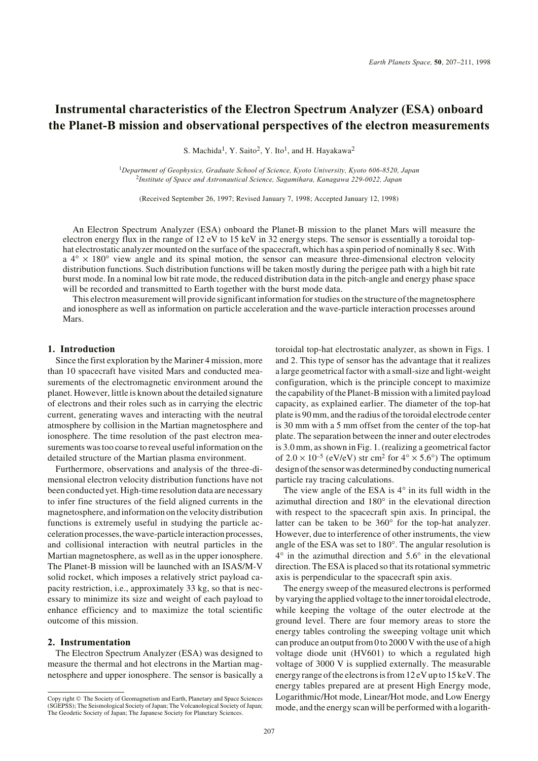# Instrumental characteristics of the Electron Spectrum Analyzer (ESA) onboard the Planet-B mission and observational perspectives of the electron measurements

S. Machida[1], Y. Saito[2], Y. Ito[1], and H. Hayakawa[2]

[1]Department of Geophysics, Graduate School of Science, Kyoto University, Kyoto 606-8520, Japan
[2]Institute of Space and Astronautical Science, Sagamihara, Kanagawa 229-0022, Japan

(Received September 26, 1997; Revised January 7, 1998; Accepted January 12, 1998)

An Electron Spectrum Analyzer (ESA) onboard the Planet-B mission to the planet Mars will measure the electron energy flux in the range of 12 eV to 15 keV in 32 energy steps. The sensor is essentially a toroidal top-hat electrostatic analyzer mounted on the surface of the spacecraft, which has a spin period of nominally 8 sec. With a $4° \times 180°$ view angle and its spinal motion, the sensor can measure three-dimensional electron velocity distribution functions. Such distribution functions will be taken mostly during the perigee path with a high bit rate burst mode. In a nominal low bit rate mode, the reduced distribution data in the pitch-angle and energy phase space will be recorded and transmitted to Earth together with the burst mode data.

This electron measurement will provide significant information for studies on the structure of the magnetosphere and ionosphere as well as information on particle acceleration and the wave-particle interaction processes around Mars.

## 1. Introduction

Since the first exploration by the Mariner 4 mission, more than 10 spacecraft have visited Mars and conducted measurements of the electromagnetic environment around the planet. However, little is known about the detailed signature of electrons and their roles such as in carrying the electric current, generating waves and interacting with the neutral atmosphere by collision in the Martian magnetosphere and ionosphere. The time resolution of the past electron measurements was too coarse to reveal useful information on the detailed structure of the Martian plasma environment.

Furthermore, observations and analysis of the three-dimensional electron velocity distribution functions have not been conducted yet. High-time resolution data are necessary to infer fine structures of the field aligned currents in the magnetosphere, and information on the velocity distribution functions is extremely useful in studying the particle acceleration processes, the wave-particle interaction processes, and collisional interaction with neutral particles in the Martian magnetosphere, as well as in the upper ionosphere. The Planet-B mission will be launched with an ISAS/M-V solid rocket, which imposes a relatively strict payload capacity restriction, i.e., approximately 33 kg, so that is necessary to minimize its size and weight of each payload to enhance efficiency and to maximize the total scientific outcome of this mission.

## 2. Instrumentation

The Electron Spectrum Analyzer (ESA) was designed to measure the thermal and hot electrons in the Martian magnetosphere and upper ionosphere. The sensor is basically a toroidal top-hat electrostatic analyzer, as shown in Figs. 1 and 2. This type of sensor has the advantage that it realizes a large geometrical factor with a small-size and light-weight configuration, which is the principle concept to maximize the capability of the Planet-B mission with a limited payload capacity, as explained earlier. The diameter of the top-hat plate is 90 mm, and the radius of the toroidal electrode center is 30 mm with a 5 mm offset from the center of the top-hat plate. The separation between the inner and outer electrodes is 3.0 mm, as shown in Fig. 1. (realizing a geometrical factor of $2.0 \times 10^{-5}$ (eV/eV) str cm$^2$ for $4° \times 5.6°$) The optimum design of the sensor was determined by conducting numerical particle ray tracing calculations.

The view angle of the ESA is 4° in its full width in the azimuthal direction and 180° in the elevational direction with respect to the spacecraft spin axis. In principal, the latter can be taken to be 360° for the top-hat analyzer. However, due to interference of other instruments, the view angle of the ESA was set to 180°. The angular resolution is 4° in the azimuthal direction and 5.6° in the elevational direction. The ESA is placed so that its rotational symmetric axis is perpendicular to the spacecraft spin axis.

The energy sweep of the measured electrons is performed by varying the applied voltage to the inner toroidal electrode, while keeping the voltage of the outer electrode at the ground level. There are four memory areas to store the energy tables controling the sweeping voltage unit which can produce an output from 0 to 2000 V with the use of a high voltage diode unit (HV601) to which a regulated high voltage of 3000 V is supplied externally. The measurable energy range of the electrons is from 12 eV up to 15 keV. The energy tables prepared are at present High Energy mode, Logarithmic/Hot mode, Linear/Hot mode, and Low Energy mode, and the energy scan will be performed with a logarith-

Copy right © The Society of Geomagnetism and Earth, Planetary and Space Sciences (SGEPSS); The Seismological Society of Japan; The Volcanological Society of Japan; The Geodetic Society of Japan; The Japanese Society for Planetary Sciences.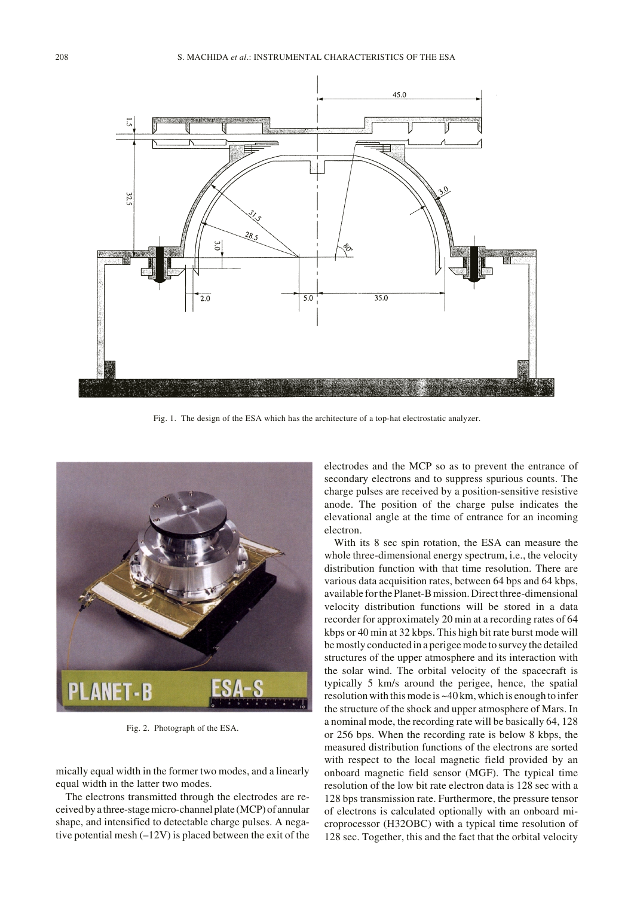Fig. 1. The design of the ESA which has the architecture of a top-hat electrostatic analyzer.

Fig. 2. Photograph of the ESA.

mically equal width in the former two modes, and a linearly equal width in the latter two modes.

The electrons transmitted through the electrodes are received by a three-stage micro-channel plate (MCP) of annular shape, and intensified to detectable charge pulses. A negative potential mesh (–12V) is placed between the exit of the electrodes and the MCP so as to prevent the entrance of secondary electrons and to suppress spurious counts. The charge pulses are received by a position-sensitive resistive anode. The position of the charge pulse indicates the elevational angle at the time of entrance for an incoming electron.

With its 8 sec spin rotation, the ESA can measure the whole three-dimensional energy spectrum, i.e., the velocity distribution function with that time resolution. There are various data acquisition rates, between 64 bps and 64 kbps, available for the Planet-B mission. Direct three-dimensional velocity distribution functions will be stored in a data recorder for approximately 20 min at a recording rates of 64 kbps or 40 min at 32 kbps. This high bit rate burst mode will be mostly conducted in a perigee mode to survey the detailed structures of the upper atmosphere and its interaction with the solar wind. The orbital velocity of the spacecraft is typically 5 km/s around the perigee, hence, the spatial resolution with this mode is ~40 km, which is enough to infer the structure of the shock and upper atmosphere of Mars. In a nominal mode, the recording rate will be basically 64, 128 or 256 bps. When the recording rate is below 8 kbps, the measured distribution functions of the electrons are sorted with respect to the local magnetic field provided by an onboard magnetic field sensor (MGF). The typical time resolution of the low bit rate electron data is 128 sec with a 128 bps transmission rate. Furthermore, the pressure tensor of electrons is calculated optionally with an onboard microprocessor (H32OBC) with a typical time resolution of 128 sec. Together, this and the fact that the orbital velocity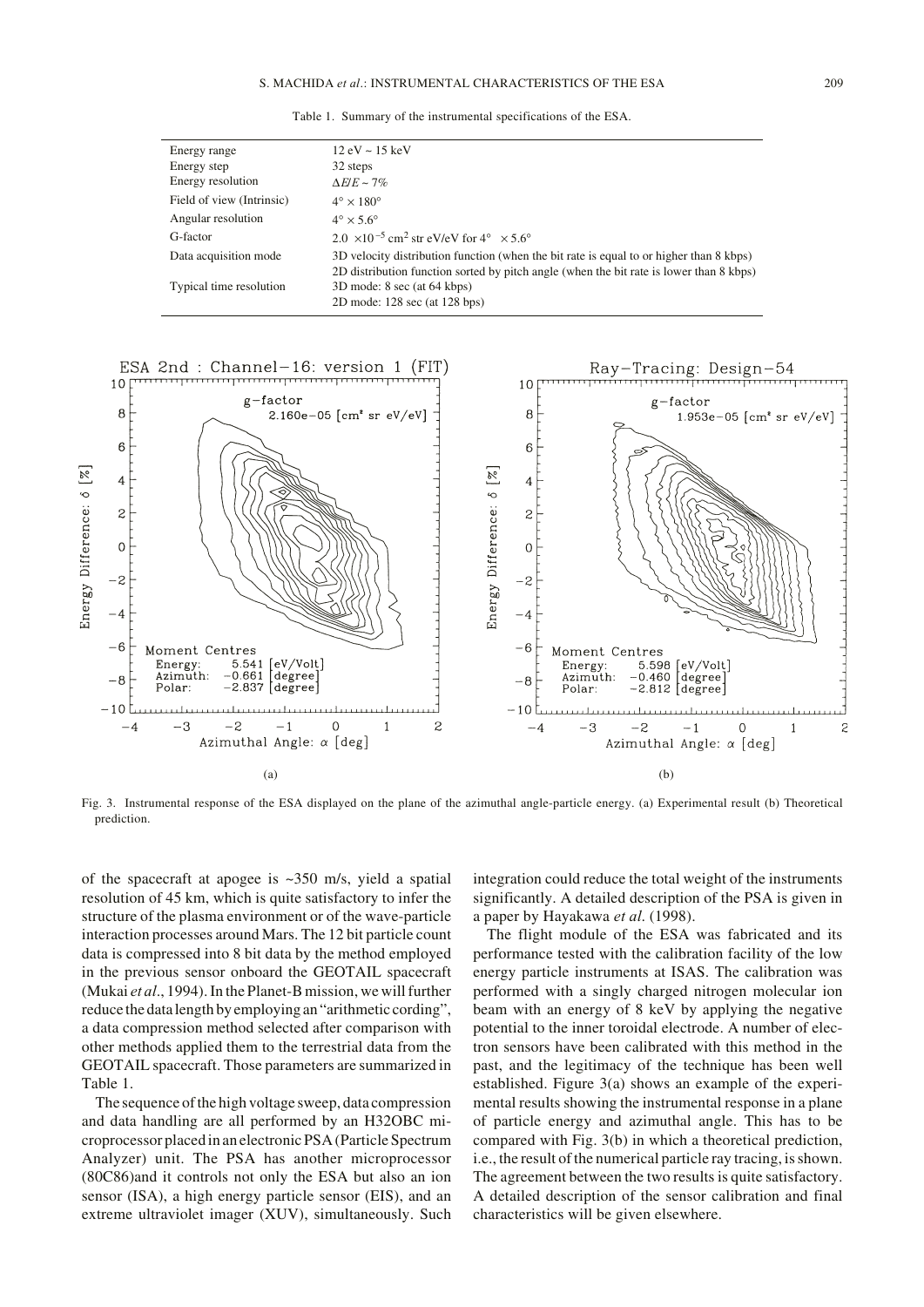Table 1. Summary of the instrumental specifications of the ESA.

| | |
|---|---|
| Energy range | 12 eV ~ 15 keV |
| Energy step | 32 steps |
| Energy resolution | $\Delta E/E \sim 7\%$ |
| Field of view (Intrinsic) | $4° \times 180°$ |
| Angular resolution | $4° \times 5.6°$ |
| G-factor | $2.0 \times 10^{-5}$ cm$^2$ str eV/eV for $4° \times 5.6°$ |
| Data acquisition mode | 3D velocity distribution function (when the bit rate is equal to or higher than 8 kbps)<br>2D distribution function sorted by pitch angle (when the bit rate is lower than 8 kbps) |
| Typical time resolution | 3D mode: 8 sec (at 64 kbps)<br>2D mode: 128 sec (at 128 bps) |

Fig. 3. Instrumental response of the ESA displayed on the plane of the azimuthal angle-particle energy. (a) Experimental result (b) Theoretical prediction.

of the spacecraft at apogee is ~350 m/s, yield a spatial resolution of 45 km, which is quite satisfactory to infer the structure of the plasma environment or of the wave-particle interaction processes around Mars. The 12 bit particle count data is compressed into 8 bit data by the method employed in the previous sensor onboard the GEOTAIL spacecraft (Mukai *et al*., 1994). In the Planet-B mission, we will further reduce the data length by employing an "arithmetic cording", a data compression method selected after comparison with other methods applied them to the terrestrial data from the GEOTAIL spacecraft. Those parameters are summarized in Table 1.

The sequence of the high voltage sweep, data compression and data handling are all performed by an H32OBC microprocessor placed in an electronic PSA (Particle Spectrum Analyzer) unit. The PSA has another microprocessor (80C86)and it controls not only the ESA but also an ion sensor (ISA), a high energy particle sensor (EIS), and an extreme ultraviolet imager (XUV), simultaneously. Such integration could reduce the total weight of the instruments significantly. A detailed description of the PSA is given in a paper by Hayakawa *et al*. (1998).

The flight module of the ESA was fabricated and its performance tested with the calibration facility of the low energy particle instruments at ISAS. The calibration was performed with a singly charged nitrogen molecular ion beam with an energy of 8 keV by applying the negative potential to the inner toroidal electrode. A number of electron sensors have been calibrated with this method in the past, and the legitimacy of the technique has been well established. Figure 3(a) shows an example of the experimental results showing the instrumental response in a plane of particle energy and azimuthal angle. This has to be compared with Fig. 3(b) in which a theoretical prediction, i.e., the result of the numerical particle ray tracing, is shown. The agreement between the two results is quite satisfactory. A detailed description of the sensor calibration and final characteristics will be given elsewhere.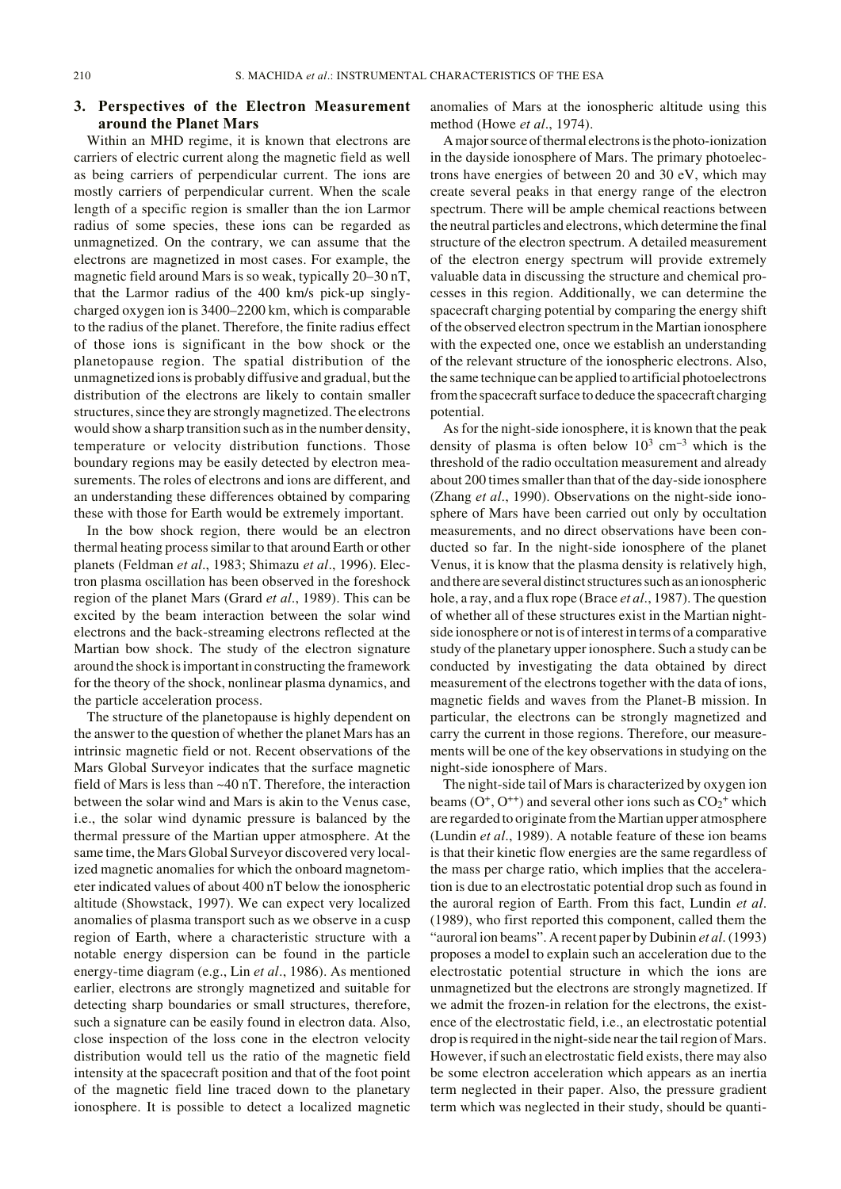## 3. Perspectives of the Electron Measurement around the Planet Mars

Within an MHD regime, it is known that electrons are carriers of electric current along the magnetic field as well as being carriers of perpendicular current. The ions are mostly carriers of perpendicular current. When the scale length of a specific region is smaller than the ion Larmor radius of some species, these ions can be regarded as unmagnetized. On the contrary, we can assume that the electrons are magnetized in most cases. For example, the magnetic field around Mars is so weak, typically 20–30 nT, that the Larmor radius of the 400 km/s pick-up singly-charged oxygen ion is 3400–2200 km, which is comparable to the radius of the planet. Therefore, the finite radius effect of those ions is significant in the bow shock or the planetopause region. The spatial distribution of the unmagnetized ions is probably diffusive and gradual, but the distribution of the electrons are likely to contain smaller structures, since they are strongly magnetized. The electrons would show a sharp transition such as in the number density, temperature or velocity distribution functions. Those boundary regions may be easily detected by electron measurements. The roles of electrons and ions are different, and an understanding these differences obtained by comparing these with those for Earth would be extremely important.

In the bow shock region, there would be an electron thermal heating process similar to that around Earth or other planets (Feldman *et al*., 1983; Shimazu *et al*., 1996). Electron plasma oscillation has been observed in the foreshock region of the planet Mars (Grard *et al*., 1989). This can be excited by the beam interaction between the solar wind electrons and the back-streaming electrons reflected at the Martian bow shock. The study of the electron signature around the shock is important in constructing the framework for the theory of the shock, nonlinear plasma dynamics, and the particle acceleration process.

The structure of the planetopause is highly dependent on the answer to the question of whether the planet Mars has an intrinsic magnetic field or not. Recent observations of the Mars Global Surveyor indicates that the surface magnetic field of Mars is less than ~40 nT. Therefore, the interaction between the solar wind and Mars is akin to the Venus case, i.e., the solar wind dynamic pressure is balanced by the thermal pressure of the Martian upper atmosphere. At the same time, the Mars Global Surveyor discovered very localized magnetic anomalies for which the onboard magnetometer indicated values of about 400 nT below the ionospheric altitude (Showstack, 1997). We can expect very localized anomalies of plasma transport such as we observe in a cusp region of Earth, where a characteristic structure with a notable energy dispersion can be found in the particle energy-time diagram (e.g., Lin *et al*., 1986). As mentioned earlier, electrons are strongly magnetized and suitable for detecting sharp boundaries or small structures, therefore, such a signature can be easily found in electron data. Also, close inspection of the loss cone in the electron velocity distribution would tell us the ratio of the magnetic field intensity at the spacecraft position and that of the foot point of the magnetic field line traced down to the planetary ionosphere. It is possible to detect a localized magnetic anomalies of Mars at the ionospheric altitude using this method (Howe *et al*., 1974).

A major source of thermal electrons is the photo-ionization in the dayside ionosphere of Mars. The primary photoelectrons have energies of between 20 and 30 eV, which may create several peaks in that energy range of the electron spectrum. There will be ample chemical reactions between the neutral particles and electrons, which determine the final structure of the electron spectrum. A detailed measurement of the electron energy spectrum will provide extremely valuable data in discussing the structure and chemical processes in this region. Additionally, we can determine the spacecraft charging potential by comparing the energy shift of the observed electron spectrum in the Martian ionosphere with the expected one, once we establish an understanding of the relevant structure of the ionospheric electrons. Also, the same technique can be applied to artificial photoelectrons from the spacecraft surface to deduce the spacecraft charging potential.

As for the night-side ionosphere, it is known that the peak density of plasma is often below $10^3$ cm$^{-3}$ which is the threshold of the radio occultation measurement and already about 200 times smaller than that of the day-side ionosphere (Zhang *et al*., 1990). Observations on the night-side ionosphere of Mars have been carried out only by occultation measurements, and no direct observations have been conducted so far. In the night-side ionosphere of the planet Venus, it is know that the plasma density is relatively high, and there are several distinct structures such as an ionospheric hole, a ray, and a flux rope (Brace *et al*., 1987). The question of whether all of these structures exist in the Martian night-side ionosphere or not is of interest in terms of a comparative study of the planetary upper ionosphere. Such a study can be conducted by investigating the data obtained by direct measurement of the electrons together with the data of ions, magnetic fields and waves from the Planet-B mission. In particular, the electrons can be strongly magnetized and carry the current in those regions. Therefore, our measurements will be one of the key observations in studying on the night-side ionosphere of Mars.

The night-side tail of Mars is characterized by oxygen ion beams ($O^+$, $O^{++}$) and several other ions such as $CO_2^+$ which are regarded to originate from the Martian upper atmosphere (Lundin *et al*., 1989). A notable feature of these ion beams is that their kinetic flow energies are the same regardless of the mass per charge ratio, which implies that the acceleration is due to an electrostatic potential drop such as found in the auroral region of Earth. From this fact, Lundin *et al*. (1989), who first reported this component, called them the "auroral ion beams". A recent paper by Dubinin *et al*. (1993) proposes a model to explain such an acceleration due to the electrostatic potential structure in which the ions are unmagnetized but the electrons are strongly magnetized. If we admit the frozen-in relation for the electrons, the existence of the electrostatic field, i.e., an electrostatic potential drop is required in the night-side near the tail region of Mars. However, if such an electrostatic field exists, there may also be some electron acceleration which appears as an inertia term neglected in their paper. Also, the pressure gradient term which was neglected in their study, should be quanti-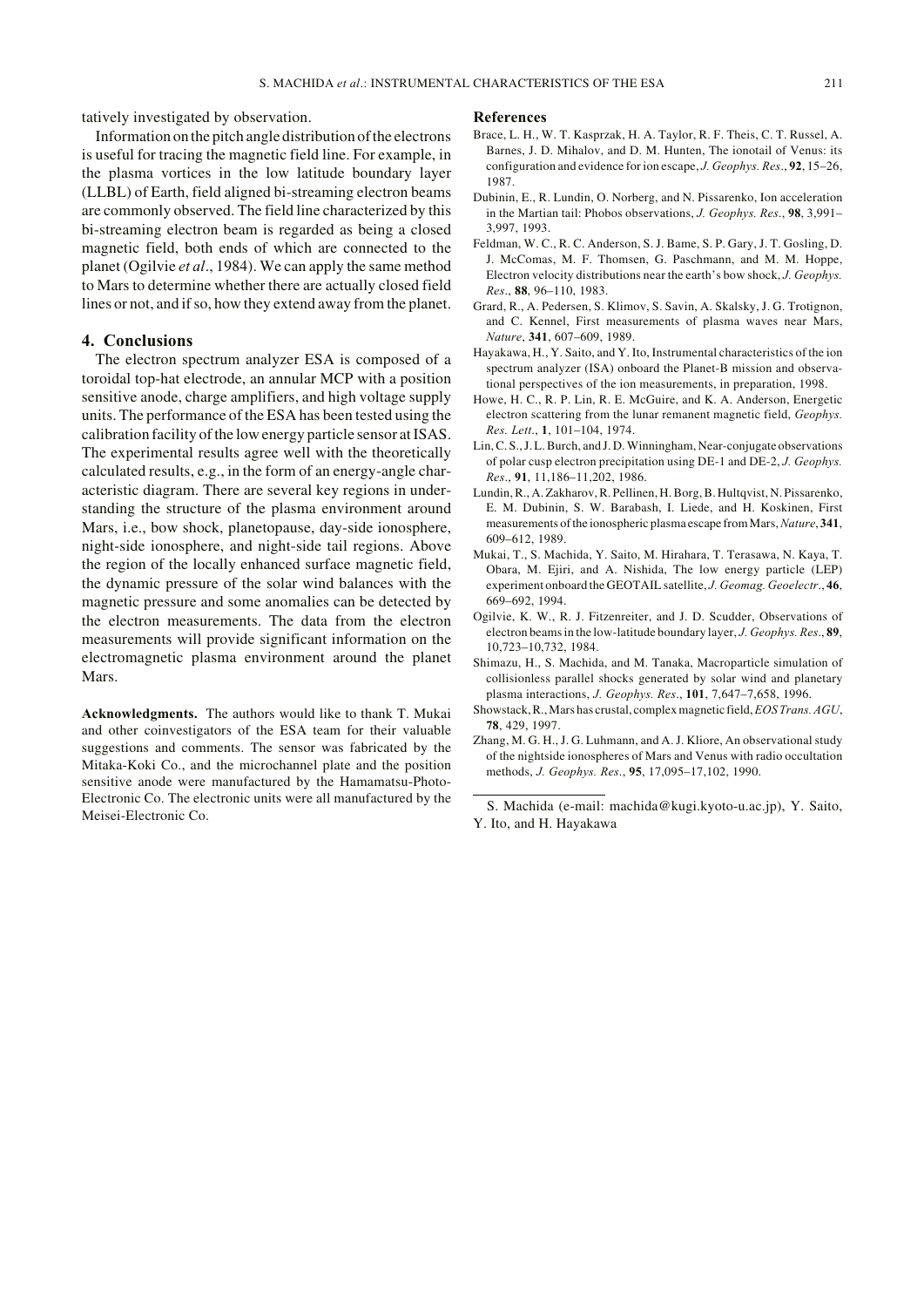tatively investigated by observation.

Information on the pitch angle distribution of the electrons is useful for tracing the magnetic field line. For example, in the plasma vortices in the low latitude boundary layer (LLBL) of Earth, field aligned bi-streaming electron beams are commonly observed. The field line characterized by this bi-streaming electron beam is regarded as being a closed magnetic field, both ends of which are connected to the planet (Ogilvie *et al*., 1984). We can apply the same method to Mars to determine whether there are actually closed field lines or not, and if so, how they extend away from the planet.

## 4. Conclusions

The electron spectrum analyzer ESA is composed of a toroidal top-hat electrode, an annular MCP with a position sensitive anode, charge amplifiers, and high voltage supply units. The performance of the ESA has been tested using the calibration facility of the low energy particle sensor at ISAS. The experimental results agree well with the theoretically calculated results, e.g., in the form of an energy-angle characteristic diagram. There are several key regions in understanding the structure of the plasma environment around Mars, i.e., bow shock, planetopause, day-side ionosphere, night-side ionosphere, and night-side tail regions. Above the region of the locally enhanced surface magnetic field, the dynamic pressure of the solar wind balances with the magnetic pressure and some anomalies can be detected by the electron measurements. The data from the electron measurements will provide significant information on the electromagnetic plasma environment around the planet Mars.

**Acknowledgments.** The authors would like to thank T. Mukai and other coinvestigators of the ESA team for their valuable suggestions and comments. The sensor was fabricated by the Mitaka-Koki Co., and the microchannel plate and the position sensitive anode were manufactured by the Hamamatsu-Photo-Electronic Co. The electronic units were all manufactured by the Meisei-Electronic Co.

## References

Brace, L. H., W. T. Kasprzak, H. A. Taylor, R. F. Theis, C. T. Russel, A. Barnes, J. D. Mihalov, and D. M. Hunten, The ionotail of Venus: its configuration and evidence for ion escape, *J. Geophys. Res*., **92**, 15–26, 1987.

Dubinin, E., R. Lundin, O. Norberg, and N. Pissarenko, Ion acceleration in the Martian tail: Phobos observations, *J. Geophys. Res*., **98**, 3,991–3,997, 1993.

Feldman, W. C., R. C. Anderson, S. J. Bame, S. P. Gary, J. T. Gosling, D. J. McComas, M. F. Thomsen, G. Paschmann, and M. M. Hoppe, Electron velocity distributions near the earth's bow shock, *J. Geophys. Res*., **88**, 96–110, 1983.

Grard, R., A. Pedersen, S. Klimov, S. Savin, A. Skalsky, J. G. Trotignon, and C. Kennel, First measurements of plasma waves near Mars, *Nature*, **341**, 607–609, 1989.

Hayakawa, H., Y. Saito, and Y. Ito, Instrumental characteristics of the ion spectrum analyzer (ISA) onboard the Planet-B mission and observational perspectives of the ion measurements, in preparation, 1998.

Howe, H. C., R. P. Lin, R. E. McGuire, and K. A. Anderson, Energetic electron scattering from the lunar remanent magnetic field, *Geophys. Res. Lett*., **1**, 101–104, 1974.

Lin, C. S., J. L. Burch, and J. D. Winningham, Near-conjugate observations of polar cusp electron precipitation using DE-1 and DE-2, *J. Geophys. Res*., **91**, 11,186–11,202, 1986.

Lundin, R., A. Zakharov, R. Pellinen, H. Borg, B. Hultqvist, N. Pissarenko, E. M. Dubinin, S. W. Barabash, I. Liede, and H. Koskinen, First measurements of the ionospheric plasma escape from Mars, *Nature*, **341**, 609–612, 1989.

Mukai, T., S. Machida, Y. Saito, M. Hirahara, T. Terasawa, N. Kaya, T. Obara, M. Ejiri, and A. Nishida, The low energy particle (LEP) experiment onboard the GEOTAIL satellite, *J. Geomag. Geoelectr*., **46**, 669–692, 1994.

Ogilvie, K. W., R. J. Fitzenreiter, and J. D. Scudder, Observations of electron beams in the low-latitude boundary layer, *J. Geophys. Res*., **89**, 10,723–10,732, 1984.

Shimazu, H., S. Machida, and M. Tanaka, Macroparticle simulation of collisionless parallel shocks generated by solar wind and planetary plasma interactions, *J. Geophys. Res*., **101**, 7,647–7,658, 1996.

Showstack, R., Mars has crustal, complex magnetic field, *EOS Trans. AGU*, **78**, 429, 1997.

Zhang, M. G. H., J. G. Luhmann, and A. J. Kliore, An observational study of the nightside ionospheres of Mars and Venus with radio occultation methods, *J. Geophys. Res*., **95**, 17,095–17,102, 1990.

S. Machida (e-mail: machida@kugi.kyoto-u.ac.jp), Y. Saito, Y. Ito, and H. Hayakawa